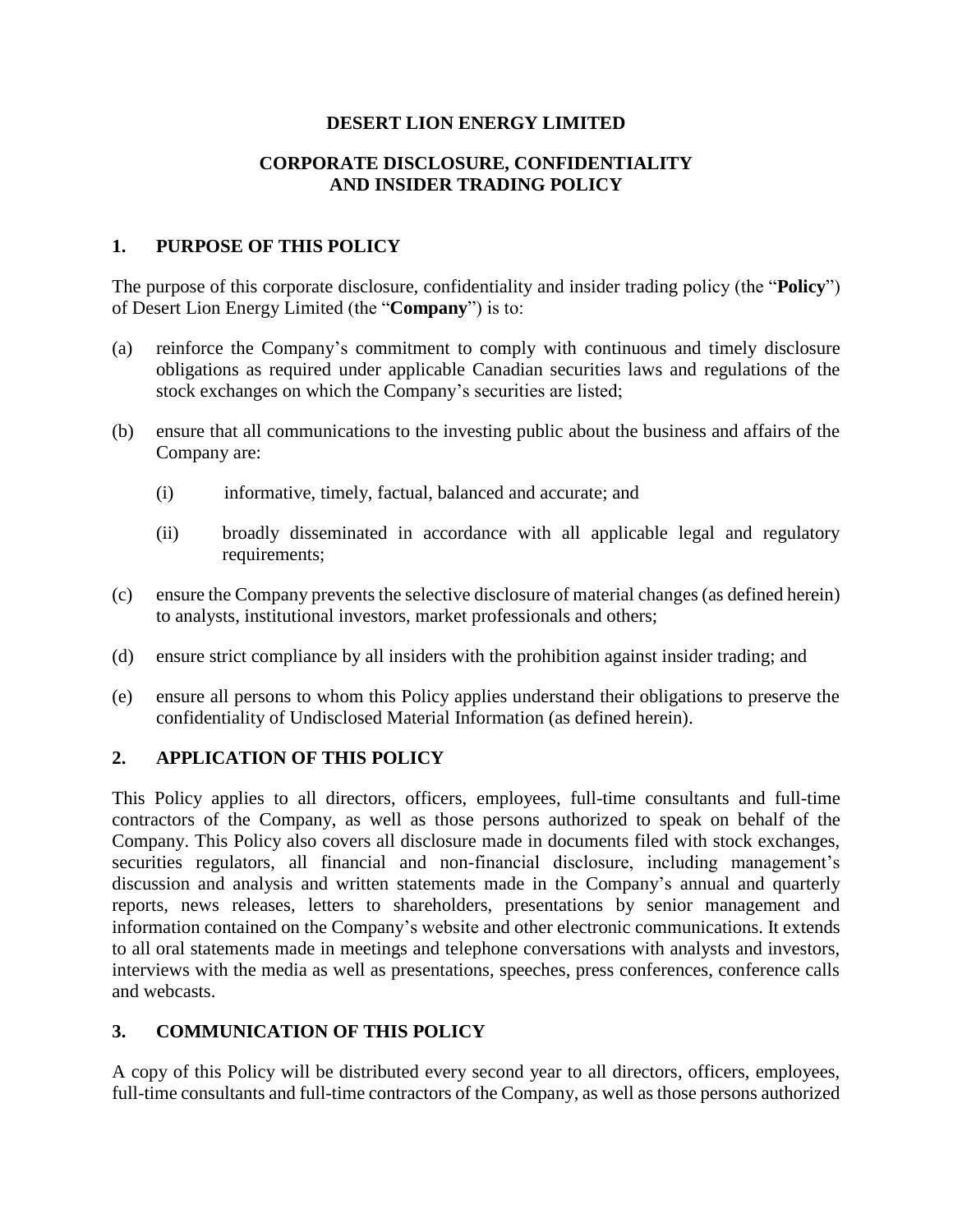# DESERT LION ENERGY LIMITED

## CORPORATE DISCLOSURE, CONFIDENTIALITY AND INSIDER TRADING POLICY

## 1. PURPOSE OF THIS POLICY

The purpose of this corporate disclosure, confidentiality and insider trading policy (the "**Policy**") of Desert Lion Energy Limited (the "**Company**") is to:

(a) reinforce the Company's commitment to comply with continuous and timely disclosure obligations as required under applicable Canadian securities laws and regulations of the stock exchanges on which the Company's securities are listed;

(b) ensure that all communications to the investing public about the business and affairs of the Company are:

  (i) informative, timely, factual, balanced and accurate; and

  (ii) broadly disseminated in accordance with all applicable legal and regulatory requirements;

(c) ensure the Company prevents the selective disclosure of material changes (as defined herein) to analysts, institutional investors, market professionals and others;

(d) ensure strict compliance by all insiders with the prohibition against insider trading; and

(e) ensure all persons to whom this Policy applies understand their obligations to preserve the confidentiality of Undisclosed Material Information (as defined herein).

## 2. APPLICATION OF THIS POLICY

This Policy applies to all directors, officers, employees, full-time consultants and full-time contractors of the Company, as well as those persons authorized to speak on behalf of the Company. This Policy also covers all disclosure made in documents filed with stock exchanges, securities regulators, all financial and non-financial disclosure, including management's discussion and analysis and written statements made in the Company's annual and quarterly reports, news releases, letters to shareholders, presentations by senior management and information contained on the Company's website and other electronic communications. It extends to all oral statements made in meetings and telephone conversations with analysts and investors, interviews with the media as well as presentations, speeches, press conferences, conference calls and webcasts.

## 3. COMMUNICATION OF THIS POLICY

A copy of this Policy will be distributed every second year to all directors, officers, employees, full-time consultants and full-time contractors of the Company, as well as those persons authorized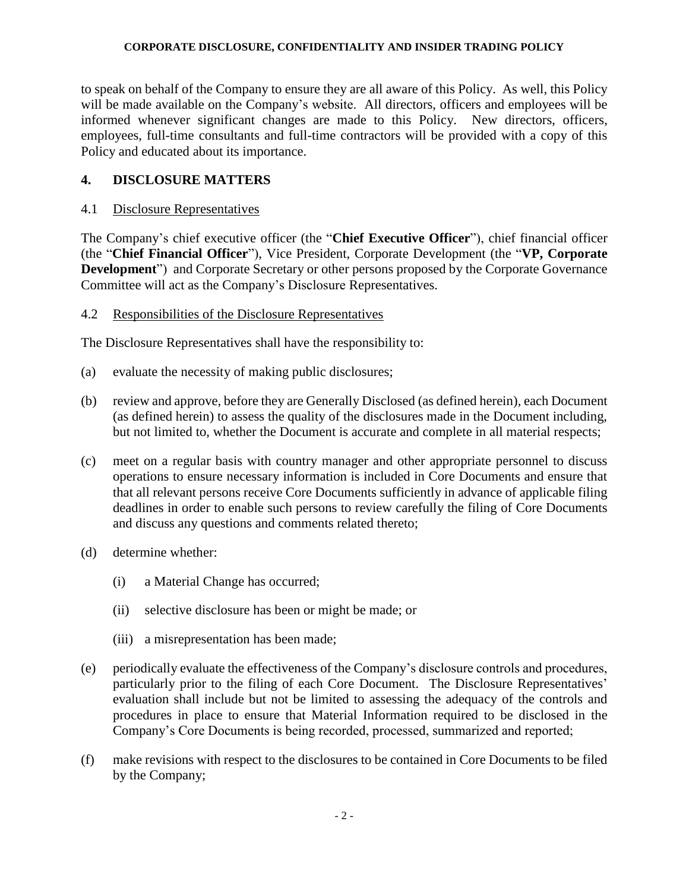to speak on behalf of the Company to ensure they are all aware of this Policy. As well, this Policy will be made available on the Company's website. All directors, officers and employees will be informed whenever significant changes are made to this Policy. New directors, officers, employees, full-time consultants and full-time contractors will be provided with a copy of this Policy and educated about its importance.

## 4. DISCLOSURE MATTERS

### 4.1 Disclosure Representatives

The Company's chief executive officer (the "**Chief Executive Officer**"), chief financial officer (the "**Chief Financial Officer**"), Vice President, Corporate Development (the "**VP, Corporate Development**") and Corporate Secretary or other persons proposed by the Corporate Governance Committee will act as the Company's Disclosure Representatives.

### 4.2 Responsibilities of the Disclosure Representatives

The Disclosure Representatives shall have the responsibility to:

(a) evaluate the necessity of making public disclosures;

(b) review and approve, before they are Generally Disclosed (as defined herein), each Document (as defined herein) to assess the quality of the disclosures made in the Document including, but not limited to, whether the Document is accurate and complete in all material respects;

(c) meet on a regular basis with country manager and other appropriate personnel to discuss operations to ensure necessary information is included in Core Documents and ensure that that all relevant persons receive Core Documents sufficiently in advance of applicable filing deadlines in order to enable such persons to review carefully the filing of Core Documents and discuss any questions and comments related thereto;

(d) determine whether:

  (i) a Material Change has occurred;

  (ii) selective disclosure has been or might be made; or

  (iii) a misrepresentation has been made;

(e) periodically evaluate the effectiveness of the Company's disclosure controls and procedures, particularly prior to the filing of each Core Document. The Disclosure Representatives' evaluation shall include but not be limited to assessing the adequacy of the controls and procedures in place to ensure that Material Information required to be disclosed in the Company's Core Documents is being recorded, processed, summarized and reported;

(f) make revisions with respect to the disclosures to be contained in Core Documents to be filed by the Company;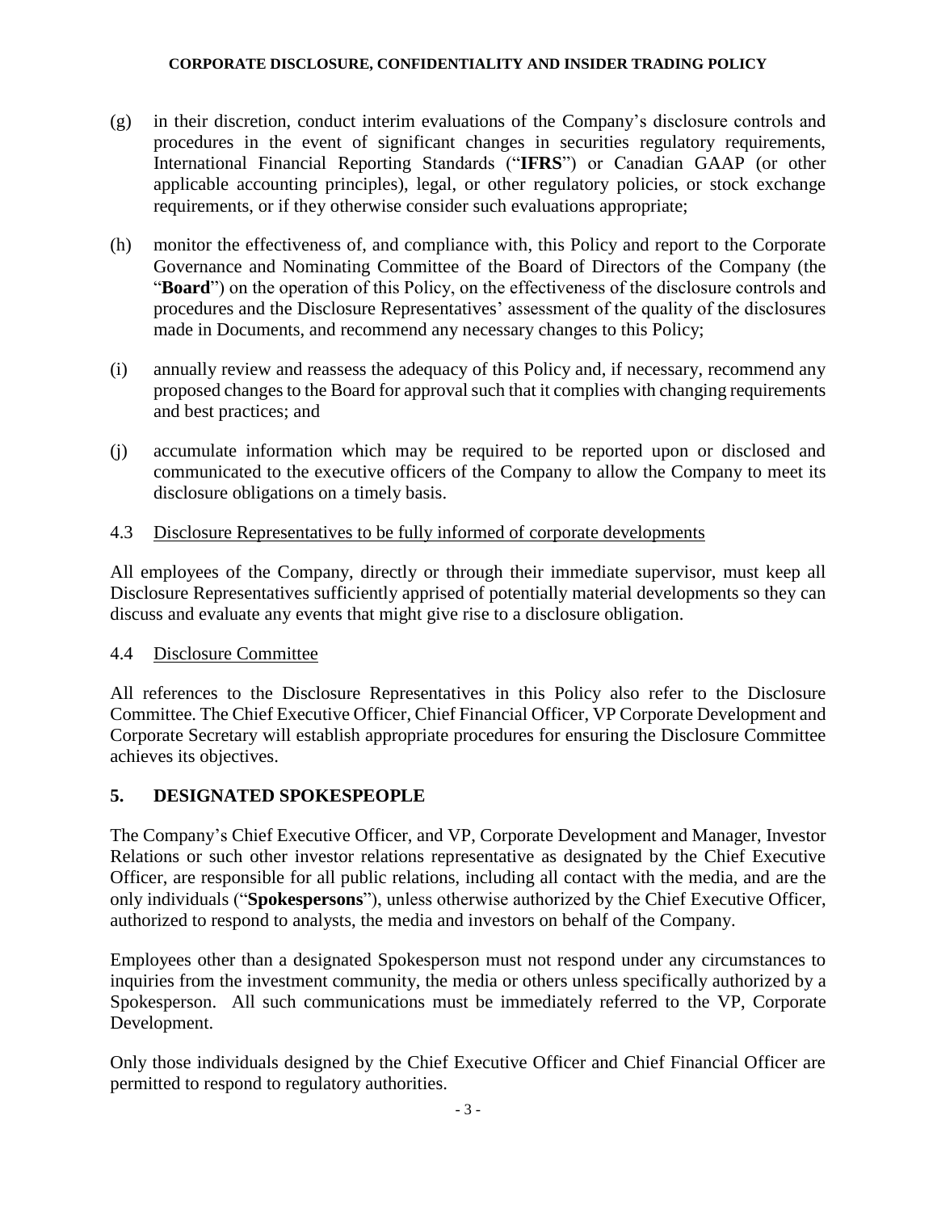(g) in their discretion, conduct interim evaluations of the Company's disclosure controls and procedures in the event of significant changes in securities regulatory requirements, International Financial Reporting Standards ("**IFRS**") or Canadian GAAP (or other applicable accounting principles), legal, or other regulatory policies, or stock exchange requirements, or if they otherwise consider such evaluations appropriate;

(h) monitor the effectiveness of, and compliance with, this Policy and report to the Corporate Governance and Nominating Committee of the Board of Directors of the Company (the "**Board**") on the operation of this Policy, on the effectiveness of the disclosure controls and procedures and the Disclosure Representatives' assessment of the quality of the disclosures made in Documents, and recommend any necessary changes to this Policy;

(i) annually review and reassess the adequacy of this Policy and, if necessary, recommend any proposed changes to the Board for approval such that it complies with changing requirements and best practices; and

(j) accumulate information which may be required to be reported upon or disclosed and communicated to the executive officers of the Company to allow the Company to meet its disclosure obligations on a timely basis.

### 4.3 Disclosure Representatives to be fully informed of corporate developments

All employees of the Company, directly or through their immediate supervisor, must keep all Disclosure Representatives sufficiently apprised of potentially material developments so they can discuss and evaluate any events that might give rise to a disclosure obligation.

### 4.4 Disclosure Committee

All references to the Disclosure Representatives in this Policy also refer to the Disclosure Committee. The Chief Executive Officer, Chief Financial Officer, VP Corporate Development and Corporate Secretary will establish appropriate procedures for ensuring the Disclosure Committee achieves its objectives.

## 5. DESIGNATED SPOKESPEOPLE

The Company's Chief Executive Officer, and VP, Corporate Development and Manager, Investor Relations or such other investor relations representative as designated by the Chief Executive Officer, are responsible for all public relations, including all contact with the media, and are the only individuals ("**Spokespersons**"), unless otherwise authorized by the Chief Executive Officer, authorized to respond to analysts, the media and investors on behalf of the Company.

Employees other than a designated Spokesperson must not respond under any circumstances to inquiries from the investment community, the media or others unless specifically authorized by a Spokesperson. All such communications must be immediately referred to the VP, Corporate Development.

Only those individuals designed by the Chief Executive Officer and Chief Financial Officer are permitted to respond to regulatory authorities.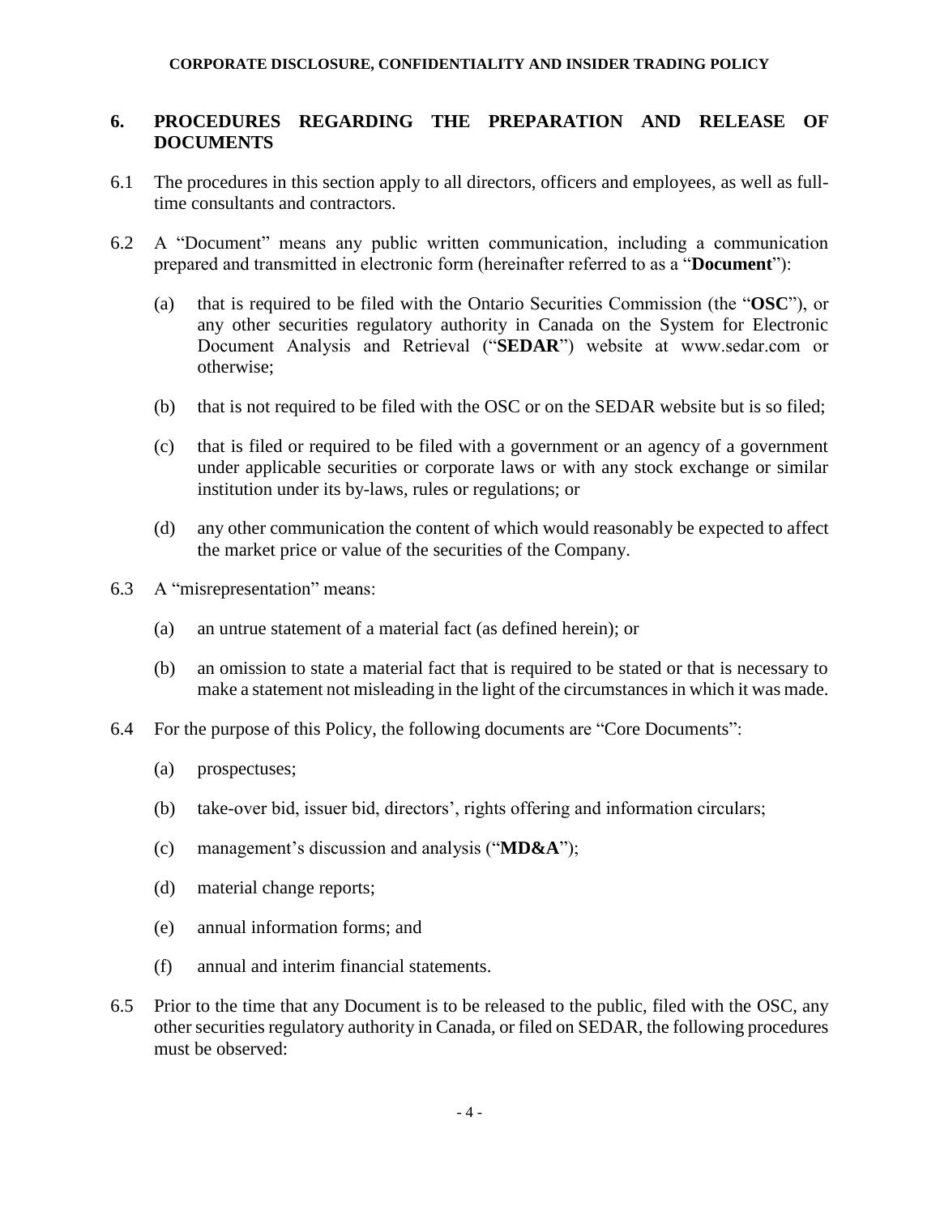## 6. PROCEDURES REGARDING THE PREPARATION AND RELEASE OF DOCUMENTS

6.1 The procedures in this section apply to all directors, officers and employees, as well as full-time consultants and contractors.

6.2 A "Document" means any public written communication, including a communication prepared and transmitted in electronic form (hereinafter referred to as a "**Document**"):

(a) that is required to be filed with the Ontario Securities Commission (the "**OSC**"), or any other securities regulatory authority in Canada on the System for Electronic Document Analysis and Retrieval ("**SEDAR**") website at www.sedar.com or otherwise;

(b) that is not required to be filed with the OSC or on the SEDAR website but is so filed;

(c) that is filed or required to be filed with a government or an agency of a government under applicable securities or corporate laws or with any stock exchange or similar institution under its by-laws, rules or regulations; or

(d) any other communication the content of which would reasonably be expected to affect the market price or value of the securities of the Company.

6.3 A "misrepresentation" means:

(a) an untrue statement of a material fact (as defined herein); or

(b) an omission to state a material fact that is required to be stated or that is necessary to make a statement not misleading in the light of the circumstances in which it was made.

6.4 For the purpose of this Policy, the following documents are "Core Documents":

(a) prospectuses;

(b) take-over bid, issuer bid, directors', rights offering and information circulars;

(c) management's discussion and analysis ("**MD&A**");

(d) material change reports;

(e) annual information forms; and

(f) annual and interim financial statements.

6.5 Prior to the time that any Document is to be released to the public, filed with the OSC, any other securities regulatory authority in Canada, or filed on SEDAR, the following procedures must be observed: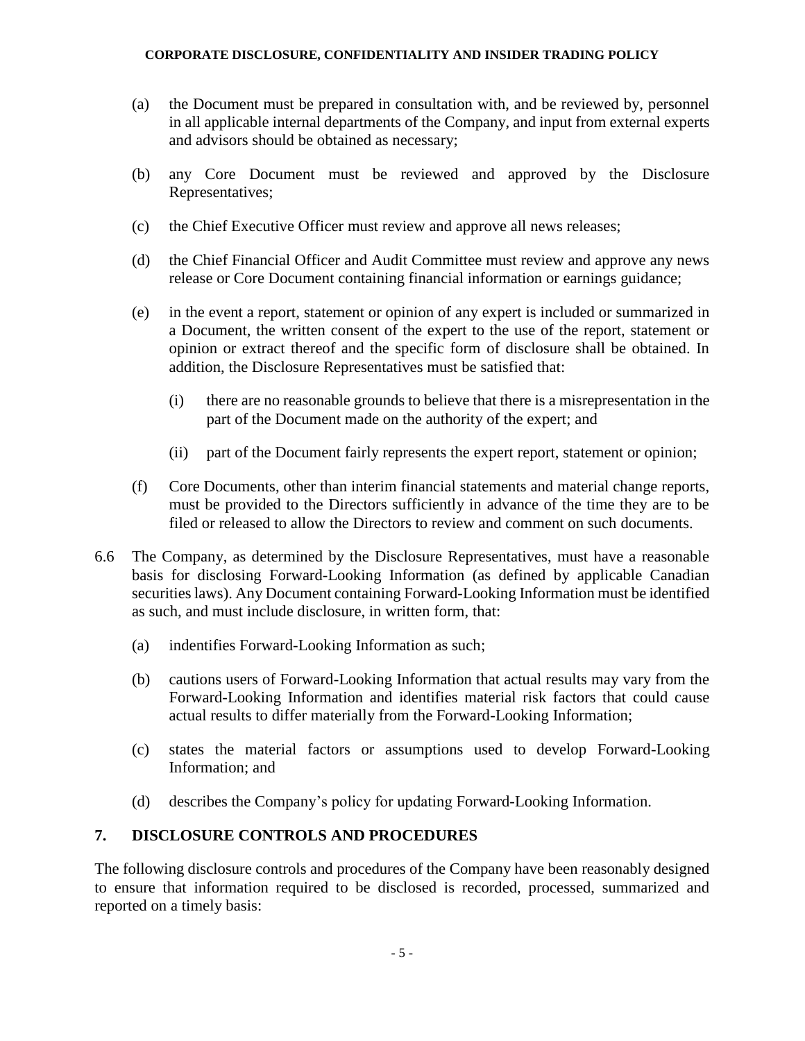(a) the Document must be prepared in consultation with, and be reviewed by, personnel in all applicable internal departments of the Company, and input from external experts and advisors should be obtained as necessary;

(b) any Core Document must be reviewed and approved by the Disclosure Representatives;

(c) the Chief Executive Officer must review and approve all news releases;

(d) the Chief Financial Officer and Audit Committee must review and approve any news release or Core Document containing financial information or earnings guidance;

(e) in the event a report, statement or opinion of any expert is included or summarized in a Document, the written consent of the expert to the use of the report, statement or opinion or extract thereof and the specific form of disclosure shall be obtained. In addition, the Disclosure Representatives must be satisfied that:

   (i) there are no reasonable grounds to believe that there is a misrepresentation in the part of the Document made on the authority of the expert; and

   (ii) part of the Document fairly represents the expert report, statement or opinion;

(f) Core Documents, other than interim financial statements and material change reports, must be provided to the Directors sufficiently in advance of the time they are to be filed or released to allow the Directors to review and comment on such documents.

6.6 The Company, as determined by the Disclosure Representatives, must have a reasonable basis for disclosing Forward-Looking Information (as defined by applicable Canadian securities laws). Any Document containing Forward-Looking Information must be identified as such, and must include disclosure, in written form, that:

(a) indentifies Forward-Looking Information as such;

(b) cautions users of Forward-Looking Information that actual results may vary from the Forward-Looking Information and identifies material risk factors that could cause actual results to differ materially from the Forward-Looking Information;

(c) states the material factors or assumptions used to develop Forward-Looking Information; and

(d) describes the Company's policy for updating Forward-Looking Information.

## 7. DISCLOSURE CONTROLS AND PROCEDURES

The following disclosure controls and procedures of the Company have been reasonably designed to ensure that information required to be disclosed is recorded, processed, summarized and reported on a timely basis: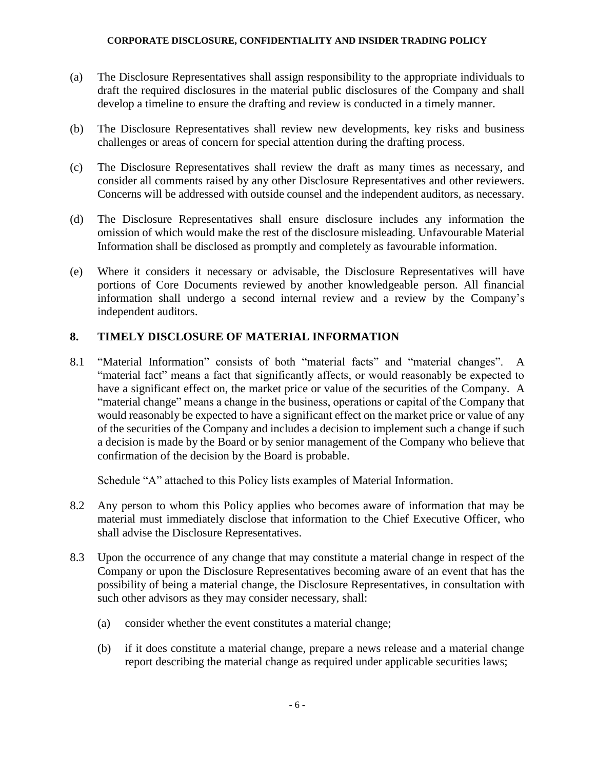(a) The Disclosure Representatives shall assign responsibility to the appropriate individuals to draft the required disclosures in the material public disclosures of the Company and shall develop a timeline to ensure the drafting and review is conducted in a timely manner.

(b) The Disclosure Representatives shall review new developments, key risks and business challenges or areas of concern for special attention during the drafting process.

(c) The Disclosure Representatives shall review the draft as many times as necessary, and consider all comments raised by any other Disclosure Representatives and other reviewers. Concerns will be addressed with outside counsel and the independent auditors, as necessary.

(d) The Disclosure Representatives shall ensure disclosure includes any information the omission of which would make the rest of the disclosure misleading. Unfavourable Material Information shall be disclosed as promptly and completely as favourable information.

(e) Where it considers it necessary or advisable, the Disclosure Representatives will have portions of Core Documents reviewed by another knowledgeable person. All financial information shall undergo a second internal review and a review by the Company's independent auditors.

## 8. TIMELY DISCLOSURE OF MATERIAL INFORMATION

8.1 "Material Information" consists of both "material facts" and "material changes". A "material fact" means a fact that significantly affects, or would reasonably be expected to have a significant effect on, the market price or value of the securities of the Company. A "material change" means a change in the business, operations or capital of the Company that would reasonably be expected to have a significant effect on the market price or value of any of the securities of the Company and includes a decision to implement such a change if such a decision is made by the Board or by senior management of the Company who believe that confirmation of the decision by the Board is probable.

Schedule "A" attached to this Policy lists examples of Material Information.

8.2 Any person to whom this Policy applies who becomes aware of information that may be material must immediately disclose that information to the Chief Executive Officer, who shall advise the Disclosure Representatives.

8.3 Upon the occurrence of any change that may constitute a material change in respect of the Company or upon the Disclosure Representatives becoming aware of an event that has the possibility of being a material change, the Disclosure Representatives, in consultation with such other advisors as they may consider necessary, shall:

(a) consider whether the event constitutes a material change;

(b) if it does constitute a material change, prepare a news release and a material change report describing the material change as required under applicable securities laws;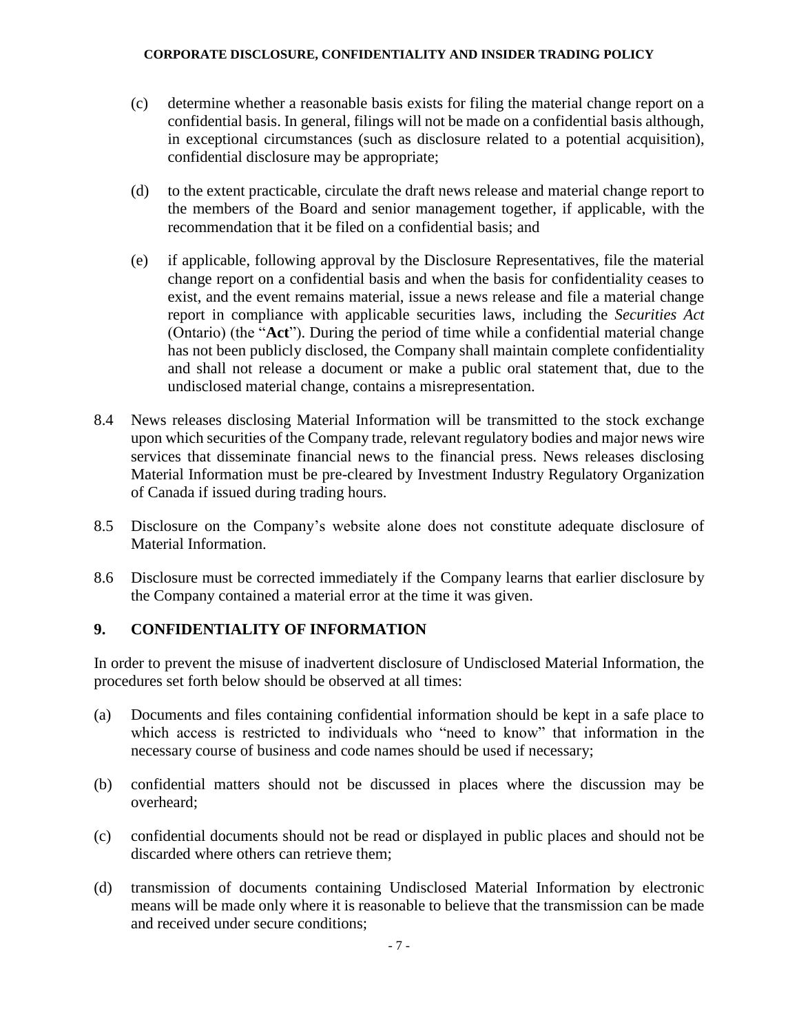(c) determine whether a reasonable basis exists for filing the material change report on a confidential basis. In general, filings will not be made on a confidential basis although, in exceptional circumstances (such as disclosure related to a potential acquisition), confidential disclosure may be appropriate;

(d) to the extent practicable, circulate the draft news release and material change report to the members of the Board and senior management together, if applicable, with the recommendation that it be filed on a confidential basis; and

(e) if applicable, following approval by the Disclosure Representatives, file the material change report on a confidential basis and when the basis for confidentiality ceases to exist, and the event remains material, issue a news release and file a material change report in compliance with applicable securities laws, including the *Securities Act* (Ontario) (the "**Act**"). During the period of time while a confidential material change has not been publicly disclosed, the Company shall maintain complete confidentiality and shall not release a document or make a public oral statement that, due to the undisclosed material change, contains a misrepresentation.

8.4 News releases disclosing Material Information will be transmitted to the stock exchange upon which securities of the Company trade, relevant regulatory bodies and major news wire services that disseminate financial news to the financial press. News releases disclosing Material Information must be pre-cleared by Investment Industry Regulatory Organization of Canada if issued during trading hours.

8.5 Disclosure on the Company's website alone does not constitute adequate disclosure of Material Information.

8.6 Disclosure must be corrected immediately if the Company learns that earlier disclosure by the Company contained a material error at the time it was given.

## 9. CONFIDENTIALITY OF INFORMATION

In order to prevent the misuse of inadvertent disclosure of Undisclosed Material Information, the procedures set forth below should be observed at all times:

(a) Documents and files containing confidential information should be kept in a safe place to which access is restricted to individuals who "need to know" that information in the necessary course of business and code names should be used if necessary;

(b) confidential matters should not be discussed in places where the discussion may be overheard;

(c) confidential documents should not be read or displayed in public places and should not be discarded where others can retrieve them;

(d) transmission of documents containing Undisclosed Material Information by electronic means will be made only where it is reasonable to believe that the transmission can be made and received under secure conditions;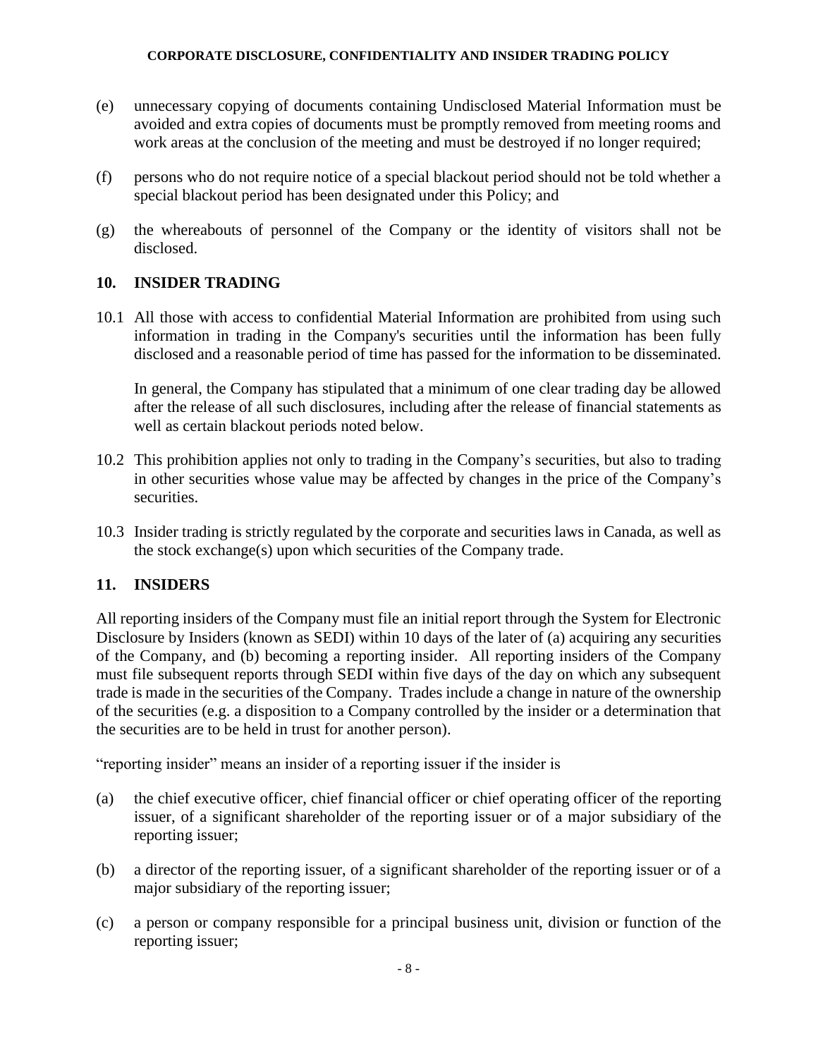(e) unnecessary copying of documents containing Undisclosed Material Information must be avoided and extra copies of documents must be promptly removed from meeting rooms and work areas at the conclusion of the meeting and must be destroyed if no longer required;

(f) persons who do not require notice of a special blackout period should not be told whether a special blackout period has been designated under this Policy; and

(g) the whereabouts of personnel of the Company or the identity of visitors shall not be disclosed.

## 10. INSIDER TRADING

10.1 All those with access to confidential Material Information are prohibited from using such information in trading in the Company's securities until the information has been fully disclosed and a reasonable period of time has passed for the information to be disseminated.

In general, the Company has stipulated that a minimum of one clear trading day be allowed after the release of all such disclosures, including after the release of financial statements as well as certain blackout periods noted below.

10.2 This prohibition applies not only to trading in the Company's securities, but also to trading in other securities whose value may be affected by changes in the price of the Company's securities.

10.3 Insider trading is strictly regulated by the corporate and securities laws in Canada, as well as the stock exchange(s) upon which securities of the Company trade.

## 11. INSIDERS

All reporting insiders of the Company must file an initial report through the System for Electronic Disclosure by Insiders (known as SEDI) within 10 days of the later of (a) acquiring any securities of the Company, and (b) becoming a reporting insider. All reporting insiders of the Company must file subsequent reports through SEDI within five days of the day on which any subsequent trade is made in the securities of the Company. Trades include a change in nature of the ownership of the securities (e.g. a disposition to a Company controlled by the insider or a determination that the securities are to be held in trust for another person).

"reporting insider" means an insider of a reporting issuer if the insider is

(a) the chief executive officer, chief financial officer or chief operating officer of the reporting issuer, of a significant shareholder of the reporting issuer or of a major subsidiary of the reporting issuer;

(b) a director of the reporting issuer, of a significant shareholder of the reporting issuer or of a major subsidiary of the reporting issuer;

(c) a person or company responsible for a principal business unit, division or function of the reporting issuer;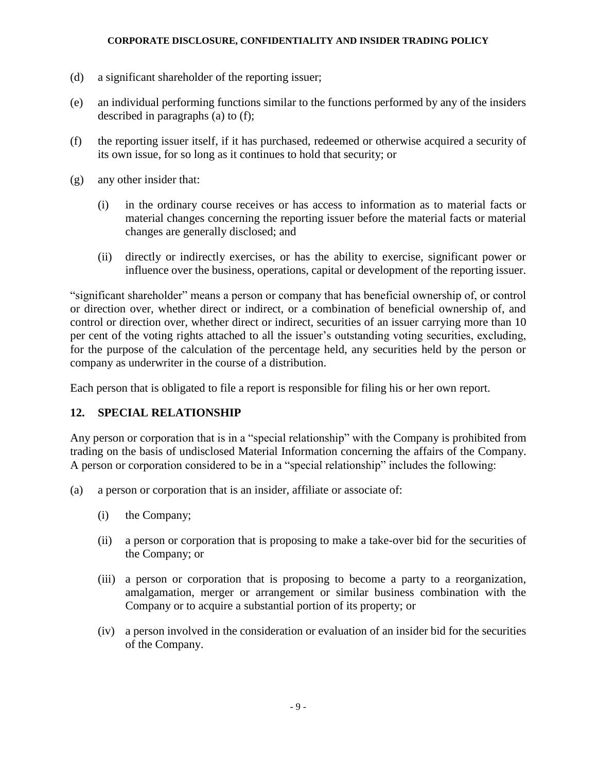(d) a significant shareholder of the reporting issuer;

(e) an individual performing functions similar to the functions performed by any of the insiders described in paragraphs (a) to (f);

(f) the reporting issuer itself, if it has purchased, redeemed or otherwise acquired a security of its own issue, for so long as it continues to hold that security; or

(g) any other insider that:

  (i) in the ordinary course receives or has access to information as to material facts or material changes concerning the reporting issuer before the material facts or material changes are generally disclosed; and

  (ii) directly or indirectly exercises, or has the ability to exercise, significant power or influence over the business, operations, capital or development of the reporting issuer.

"significant shareholder" means a person or company that has beneficial ownership of, or control or direction over, whether direct or indirect, or a combination of beneficial ownership of, and control or direction over, whether direct or indirect, securities of an issuer carrying more than 10 per cent of the voting rights attached to all the issuer's outstanding voting securities, excluding, for the purpose of the calculation of the percentage held, any securities held by the person or company as underwriter in the course of a distribution.

Each person that is obligated to file a report is responsible for filing his or her own report.

## 12. SPECIAL RELATIONSHIP

Any person or corporation that is in a "special relationship" with the Company is prohibited from trading on the basis of undisclosed Material Information concerning the affairs of the Company. A person or corporation considered to be in a "special relationship" includes the following:

(a) a person or corporation that is an insider, affiliate or associate of:

  (i) the Company;

  (ii) a person or corporation that is proposing to make a take-over bid for the securities of the Company; or

  (iii) a person or corporation that is proposing to become a party to a reorganization, amalgamation, merger or arrangement or similar business combination with the Company or to acquire a substantial portion of its property; or

  (iv) a person involved in the consideration or evaluation of an insider bid for the securities of the Company.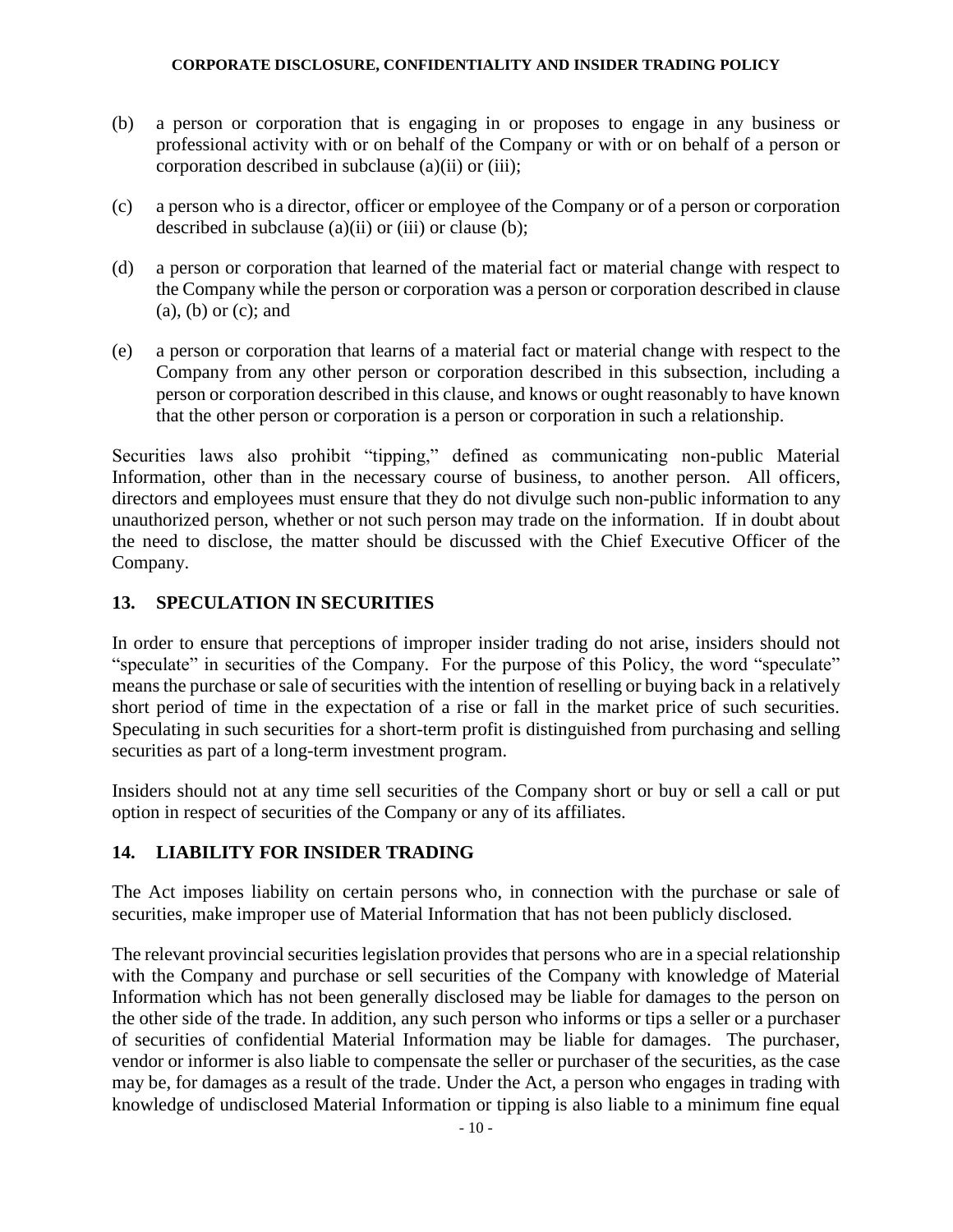(b) a person or corporation that is engaging in or proposes to engage in any business or professional activity with or on behalf of the Company or with or on behalf of a person or corporation described in subclause (a)(ii) or (iii);

(c) a person who is a director, officer or employee of the Company or of a person or corporation described in subclause (a)(ii) or (iii) or clause (b);

(d) a person or corporation that learned of the material fact or material change with respect to the Company while the person or corporation was a person or corporation described in clause (a), (b) or (c); and

(e) a person or corporation that learns of a material fact or material change with respect to the Company from any other person or corporation described in this subsection, including a person or corporation described in this clause, and knows or ought reasonably to have known that the other person or corporation is a person or corporation in such a relationship.

Securities laws also prohibit "tipping," defined as communicating non-public Material Information, other than in the necessary course of business, to another person. All officers, directors and employees must ensure that they do not divulge such non-public information to any unauthorized person, whether or not such person may trade on the information. If in doubt about the need to disclose, the matter should be discussed with the Chief Executive Officer of the Company.

## 13. SPECULATION IN SECURITIES

In order to ensure that perceptions of improper insider trading do not arise, insiders should not "speculate" in securities of the Company. For the purpose of this Policy, the word "speculate" means the purchase or sale of securities with the intention of reselling or buying back in a relatively short period of time in the expectation of a rise or fall in the market price of such securities. Speculating in such securities for a short-term profit is distinguished from purchasing and selling securities as part of a long-term investment program.

Insiders should not at any time sell securities of the Company short or buy or sell a call or put option in respect of securities of the Company or any of its affiliates.

## 14. LIABILITY FOR INSIDER TRADING

The Act imposes liability on certain persons who, in connection with the purchase or sale of securities, make improper use of Material Information that has not been publicly disclosed.

The relevant provincial securities legislation provides that persons who are in a special relationship with the Company and purchase or sell securities of the Company with knowledge of Material Information which has not been generally disclosed may be liable for damages to the person on the other side of the trade. In addition, any such person who informs or tips a seller or a purchaser of securities of confidential Material Information may be liable for damages. The purchaser, vendor or informer is also liable to compensate the seller or purchaser of the securities, as the case may be, for damages as a result of the trade. Under the Act, a person who engages in trading with knowledge of undisclosed Material Information or tipping is also liable to a minimum fine equal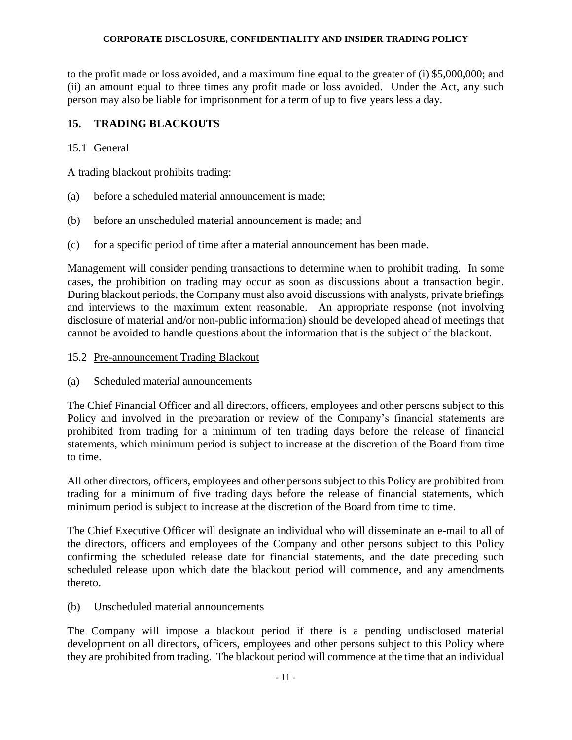to the profit made or loss avoided, and a maximum fine equal to the greater of (i) $5,000,000; and (ii) an amount equal to three times any profit made or loss avoided. Under the Act, any such person may also be liable for imprisonment for a term of up to five years less a day.

## 15. TRADING BLACKOUTS

### 15.1 General

A trading blackout prohibits trading:

(a) before a scheduled material announcement is made;

(b) before an unscheduled material announcement is made; and

(c) for a specific period of time after a material announcement has been made.

Management will consider pending transactions to determine when to prohibit trading. In some cases, the prohibition on trading may occur as soon as discussions about a transaction begin. During blackout periods, the Company must also avoid discussions with analysts, private briefings and interviews to the maximum extent reasonable. An appropriate response (not involving disclosure of material and/or non-public information) should be developed ahead of meetings that cannot be avoided to handle questions about the information that is the subject of the blackout.

### 15.2 Pre-announcement Trading Blackout

(a) Scheduled material announcements

The Chief Financial Officer and all directors, officers, employees and other persons subject to this Policy and involved in the preparation or review of the Company's financial statements are prohibited from trading for a minimum of ten trading days before the release of financial statements, which minimum period is subject to increase at the discretion of the Board from time to time.

All other directors, officers, employees and other persons subject to this Policy are prohibited from trading for a minimum of five trading days before the release of financial statements, which minimum period is subject to increase at the discretion of the Board from time to time.

The Chief Executive Officer will designate an individual who will disseminate an e-mail to all of the directors, officers and employees of the Company and other persons subject to this Policy confirming the scheduled release date for financial statements, and the date preceding such scheduled release upon which date the blackout period will commence, and any amendments thereto.

(b) Unscheduled material announcements

The Company will impose a blackout period if there is a pending undisclosed material development on all directors, officers, employees and other persons subject to this Policy where they are prohibited from trading. The blackout period will commence at the time that an individual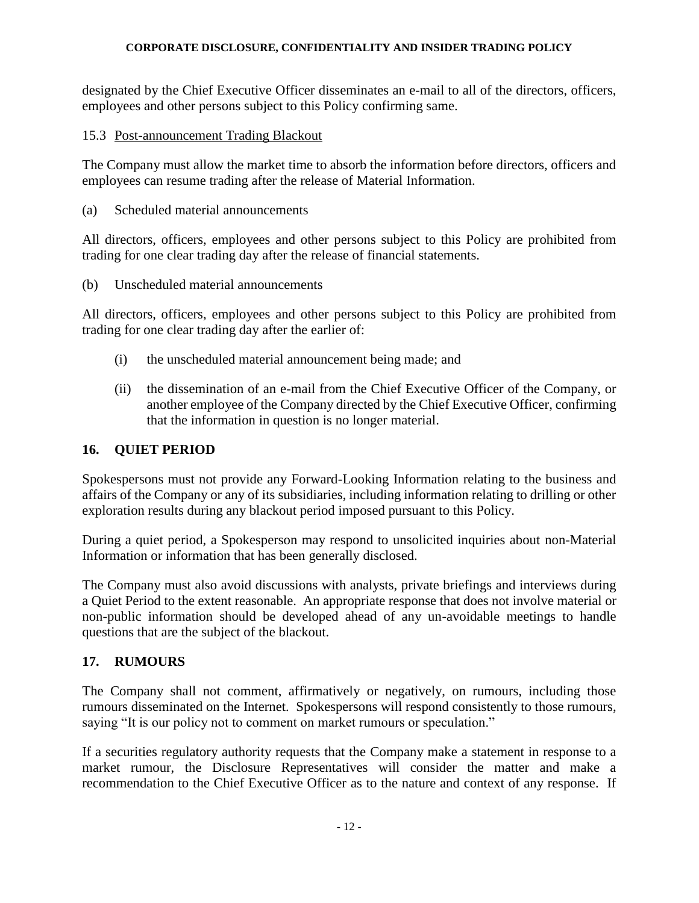designated by the Chief Executive Officer disseminates an e-mail to all of the directors, officers, employees and other persons subject to this Policy confirming same.

### 15.3 Post-announcement Trading Blackout

The Company must allow the market time to absorb the information before directors, officers and employees can resume trading after the release of Material Information.

(a) Scheduled material announcements

All directors, officers, employees and other persons subject to this Policy are prohibited from trading for one clear trading day after the release of financial statements.

(b) Unscheduled material announcements

All directors, officers, employees and other persons subject to this Policy are prohibited from trading for one clear trading day after the earlier of:

(i) the unscheduled material announcement being made; and

(ii) the dissemination of an e-mail from the Chief Executive Officer of the Company, or another employee of the Company directed by the Chief Executive Officer, confirming that the information in question is no longer material.

## 16. QUIET PERIOD

Spokespersons must not provide any Forward-Looking Information relating to the business and affairs of the Company or any of its subsidiaries, including information relating to drilling or other exploration results during any blackout period imposed pursuant to this Policy.

During a quiet period, a Spokesperson may respond to unsolicited inquiries about non-Material Information or information that has been generally disclosed.

The Company must also avoid discussions with analysts, private briefings and interviews during a Quiet Period to the extent reasonable. An appropriate response that does not involve material or non-public information should be developed ahead of any un-avoidable meetings to handle questions that are the subject of the blackout.

## 17. RUMOURS

The Company shall not comment, affirmatively or negatively, on rumours, including those rumours disseminated on the Internet. Spokespersons will respond consistently to those rumours, saying "It is our policy not to comment on market rumours or speculation."

If a securities regulatory authority requests that the Company make a statement in response to a market rumour, the Disclosure Representatives will consider the matter and make a recommendation to the Chief Executive Officer as to the nature and context of any response. If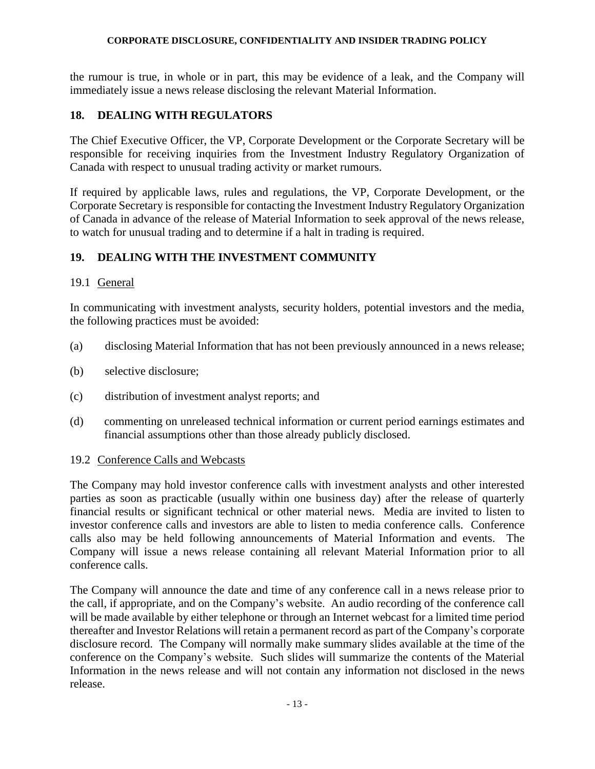the rumour is true, in whole or in part, this may be evidence of a leak, and the Company will immediately issue a news release disclosing the relevant Material Information.

## 18. DEALING WITH REGULATORS

The Chief Executive Officer, the VP, Corporate Development or the Corporate Secretary will be responsible for receiving inquiries from the Investment Industry Regulatory Organization of Canada with respect to unusual trading activity or market rumours.

If required by applicable laws, rules and regulations, the VP, Corporate Development, or the Corporate Secretary is responsible for contacting the Investment Industry Regulatory Organization of Canada in advance of the release of Material Information to seek approval of the news release, to watch for unusual trading and to determine if a halt in trading is required.

## 19. DEALING WITH THE INVESTMENT COMMUNITY

### 19.1 General

In communicating with investment analysts, security holders, potential investors and the media, the following practices must be avoided:

(a) disclosing Material Information that has not been previously announced in a news release;

(b) selective disclosure;

(c) distribution of investment analyst reports; and

(d) commenting on unreleased technical information or current period earnings estimates and financial assumptions other than those already publicly disclosed.

### 19.2 Conference Calls and Webcasts

The Company may hold investor conference calls with investment analysts and other interested parties as soon as practicable (usually within one business day) after the release of quarterly financial results or significant technical or other material news. Media are invited to listen to investor conference calls and investors are able to listen to media conference calls. Conference calls also may be held following announcements of Material Information and events. The Company will issue a news release containing all relevant Material Information prior to all conference calls.

The Company will announce the date and time of any conference call in a news release prior to the call, if appropriate, and on the Company's website. An audio recording of the conference call will be made available by either telephone or through an Internet webcast for a limited time period thereafter and Investor Relations will retain a permanent record as part of the Company's corporate disclosure record. The Company will normally make summary slides available at the time of the conference on the Company's website. Such slides will summarize the contents of the Material Information in the news release and will not contain any information not disclosed in the news release.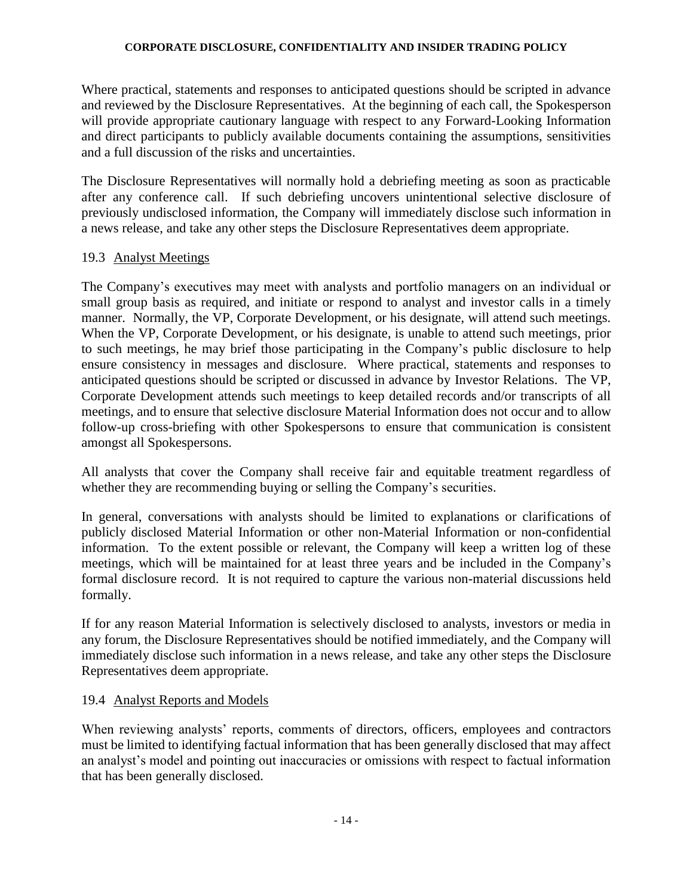Where practical, statements and responses to anticipated questions should be scripted in advance and reviewed by the Disclosure Representatives. At the beginning of each call, the Spokesperson will provide appropriate cautionary language with respect to any Forward-Looking Information and direct participants to publicly available documents containing the assumptions, sensitivities and a full discussion of the risks and uncertainties.

The Disclosure Representatives will normally hold a debriefing meeting as soon as practicable after any conference call. If such debriefing uncovers unintentional selective disclosure of previously undisclosed information, the Company will immediately disclose such information in a news release, and take any other steps the Disclosure Representatives deem appropriate.

### 19.3 Analyst Meetings

The Company's executives may meet with analysts and portfolio managers on an individual or small group basis as required, and initiate or respond to analyst and investor calls in a timely manner. Normally, the VP, Corporate Development, or his designate, will attend such meetings. When the VP, Corporate Development, or his designate, is unable to attend such meetings, prior to such meetings, he may brief those participating in the Company's public disclosure to help ensure consistency in messages and disclosure. Where practical, statements and responses to anticipated questions should be scripted or discussed in advance by Investor Relations. The VP, Corporate Development attends such meetings to keep detailed records and/or transcripts of all meetings, and to ensure that selective disclosure Material Information does not occur and to allow follow-up cross-briefing with other Spokespersons to ensure that communication is consistent amongst all Spokespersons.

All analysts that cover the Company shall receive fair and equitable treatment regardless of whether they are recommending buying or selling the Company's securities.

In general, conversations with analysts should be limited to explanations or clarifications of publicly disclosed Material Information or other non-Material Information or non-confidential information. To the extent possible or relevant, the Company will keep a written log of these meetings, which will be maintained for at least three years and be included in the Company's formal disclosure record. It is not required to capture the various non-material discussions held formally.

If for any reason Material Information is selectively disclosed to analysts, investors or media in any forum, the Disclosure Representatives should be notified immediately, and the Company will immediately disclose such information in a news release, and take any other steps the Disclosure Representatives deem appropriate.

### 19.4 Analyst Reports and Models

When reviewing analysts' reports, comments of directors, officers, employees and contractors must be limited to identifying factual information that has been generally disclosed that may affect an analyst's model and pointing out inaccuracies or omissions with respect to factual information that has been generally disclosed.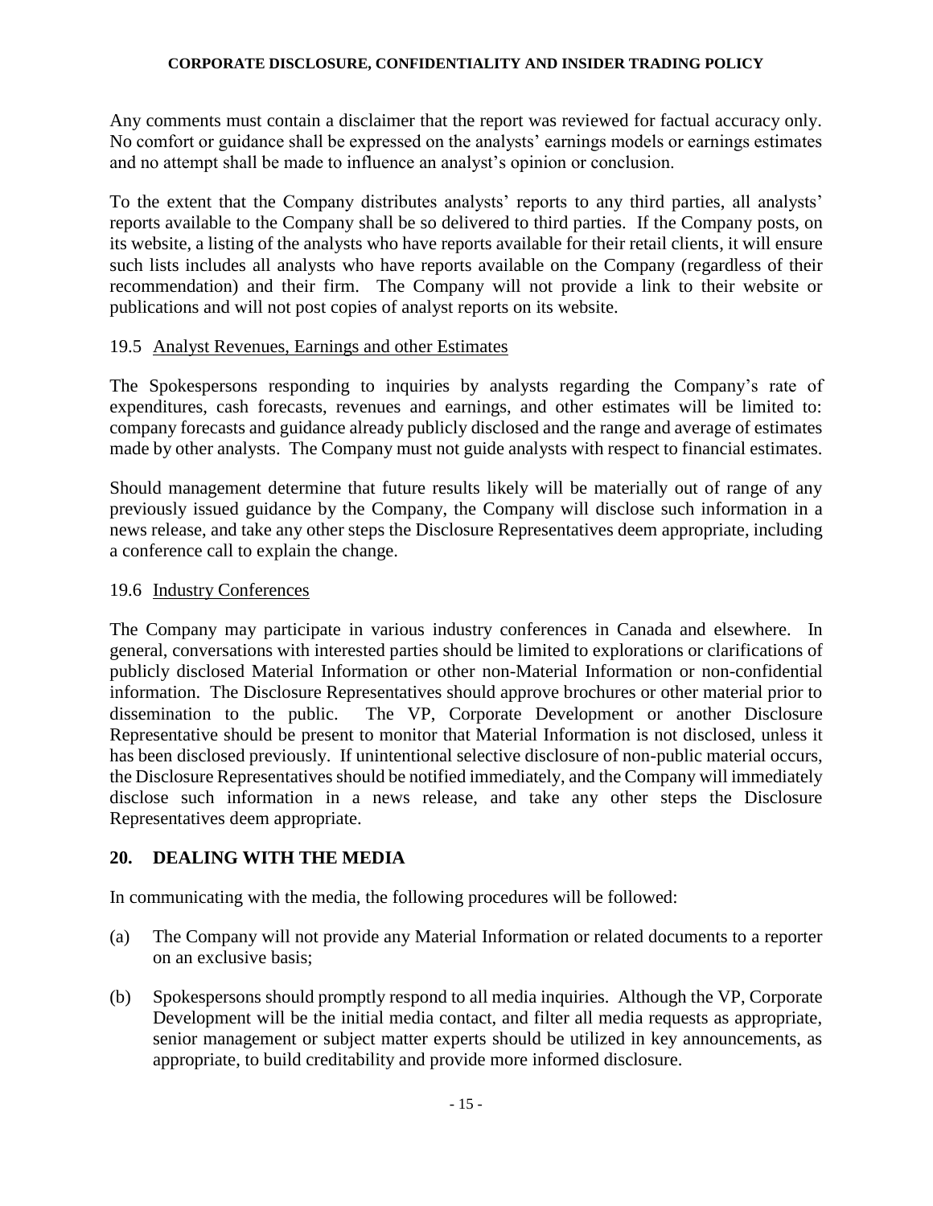Any comments must contain a disclaimer that the report was reviewed for factual accuracy only. No comfort or guidance shall be expressed on the analysts' earnings models or earnings estimates and no attempt shall be made to influence an analyst's opinion or conclusion.

To the extent that the Company distributes analysts' reports to any third parties, all analysts' reports available to the Company shall be so delivered to third parties. If the Company posts, on its website, a listing of the analysts who have reports available for their retail clients, it will ensure such lists includes all analysts who have reports available on the Company (regardless of their recommendation) and their firm. The Company will not provide a link to their website or publications and will not post copies of analyst reports on its website.

### 19.5 Analyst Revenues, Earnings and other Estimates

The Spokespersons responding to inquiries by analysts regarding the Company's rate of expenditures, cash forecasts, revenues and earnings, and other estimates will be limited to: company forecasts and guidance already publicly disclosed and the range and average of estimates made by other analysts. The Company must not guide analysts with respect to financial estimates.

Should management determine that future results likely will be materially out of range of any previously issued guidance by the Company, the Company will disclose such information in a news release, and take any other steps the Disclosure Representatives deem appropriate, including a conference call to explain the change.

### 19.6 Industry Conferences

The Company may participate in various industry conferences in Canada and elsewhere. In general, conversations with interested parties should be limited to explorations or clarifications of publicly disclosed Material Information or other non-Material Information or non-confidential information. The Disclosure Representatives should approve brochures or other material prior to dissemination to the public. The VP, Corporate Development or another Disclosure Representative should be present to monitor that Material Information is not disclosed, unless it has been disclosed previously. If unintentional selective disclosure of non-public material occurs, the Disclosure Representatives should be notified immediately, and the Company will immediately disclose such information in a news release, and take any other steps the Disclosure Representatives deem appropriate.

## 20. DEALING WITH THE MEDIA

In communicating with the media, the following procedures will be followed:

(a) The Company will not provide any Material Information or related documents to a reporter on an exclusive basis;

(b) Spokespersons should promptly respond to all media inquiries. Although the VP, Corporate Development will be the initial media contact, and filter all media requests as appropriate, senior management or subject matter experts should be utilized in key announcements, as appropriate, to build creditability and provide more informed disclosure.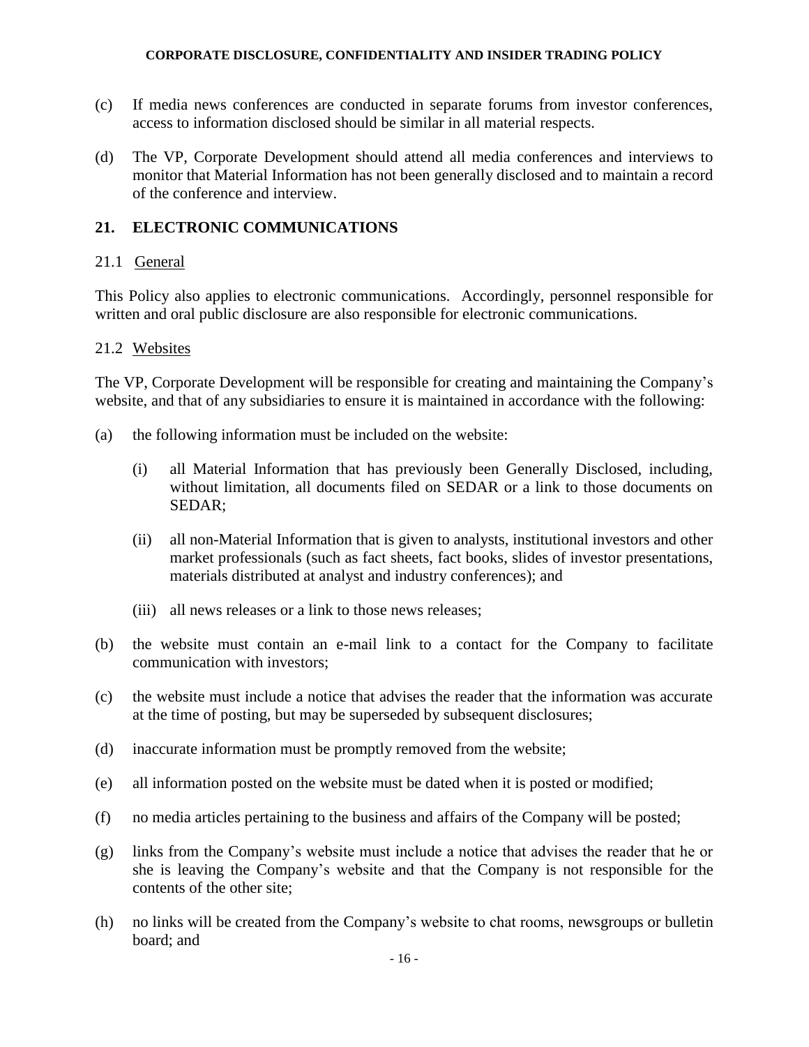(c) If media news conferences are conducted in separate forums from investor conferences, access to information disclosed should be similar in all material respects.

(d) The VP, Corporate Development should attend all media conferences and interviews to monitor that Material Information has not been generally disclosed and to maintain a record of the conference and interview.

## 21. ELECTRONIC COMMUNICATIONS

### 21.1 General

This Policy also applies to electronic communications. Accordingly, personnel responsible for written and oral public disclosure are also responsible for electronic communications.

### 21.2 Websites

The VP, Corporate Development will be responsible for creating and maintaining the Company's website, and that of any subsidiaries to ensure it is maintained in accordance with the following:

(a) the following information must be included on the website:

  (i) all Material Information that has previously been Generally Disclosed, including, without limitation, all documents filed on SEDAR or a link to those documents on SEDAR;

  (ii) all non-Material Information that is given to analysts, institutional investors and other market professionals (such as fact sheets, fact books, slides of investor presentations, materials distributed at analyst and industry conferences); and

  (iii) all news releases or a link to those news releases;

(b) the website must contain an e-mail link to a contact for the Company to facilitate communication with investors;

(c) the website must include a notice that advises the reader that the information was accurate at the time of posting, but may be superseded by subsequent disclosures;

(d) inaccurate information must be promptly removed from the website;

(e) all information posted on the website must be dated when it is posted or modified;

(f) no media articles pertaining to the business and affairs of the Company will be posted;

(g) links from the Company's website must include a notice that advises the reader that he or she is leaving the Company's website and that the Company is not responsible for the contents of the other site;

(h) no links will be created from the Company's website to chat rooms, newsgroups or bulletin board; and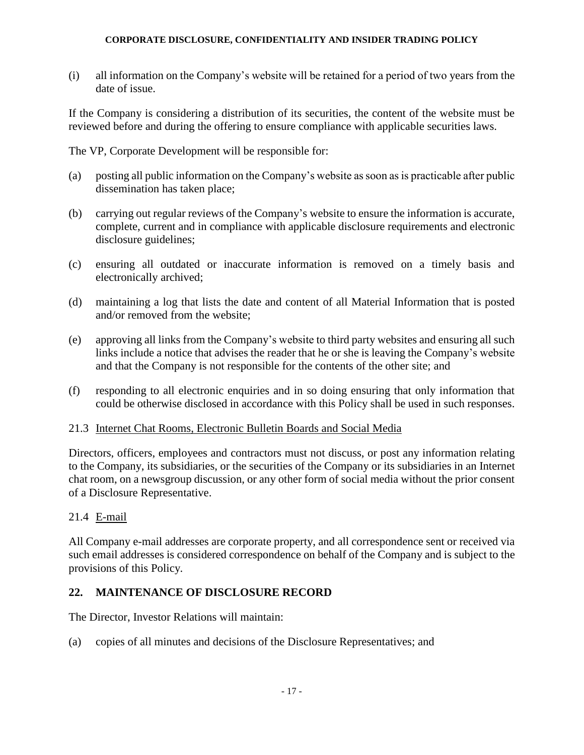(i) all information on the Company's website will be retained for a period of two years from the date of issue.

If the Company is considering a distribution of its securities, the content of the website must be reviewed before and during the offering to ensure compliance with applicable securities laws.

The VP, Corporate Development will be responsible for:

(a) posting all public information on the Company's website as soon as is practicable after public dissemination has taken place;

(b) carrying out regular reviews of the Company's website to ensure the information is accurate, complete, current and in compliance with applicable disclosure requirements and electronic disclosure guidelines;

(c) ensuring all outdated or inaccurate information is removed on a timely basis and electronically archived;

(d) maintaining a log that lists the date and content of all Material Information that is posted and/or removed from the website;

(e) approving all links from the Company's website to third party websites and ensuring all such links include a notice that advises the reader that he or she is leaving the Company's website and that the Company is not responsible for the contents of the other site; and

(f) responding to all electronic enquiries and in so doing ensuring that only information that could be otherwise disclosed in accordance with this Policy shall be used in such responses.

### 21.3 Internet Chat Rooms, Electronic Bulletin Boards and Social Media

Directors, officers, employees and contractors must not discuss, or post any information relating to the Company, its subsidiaries, or the securities of the Company or its subsidiaries in an Internet chat room, on a newsgroup discussion, or any other form of social media without the prior consent of a Disclosure Representative.

### 21.4 E-mail

All Company e-mail addresses are corporate property, and all correspondence sent or received via such email addresses is considered correspondence on behalf of the Company and is subject to the provisions of this Policy.

## 22. MAINTENANCE OF DISCLOSURE RECORD

The Director, Investor Relations will maintain:

(a) copies of all minutes and decisions of the Disclosure Representatives; and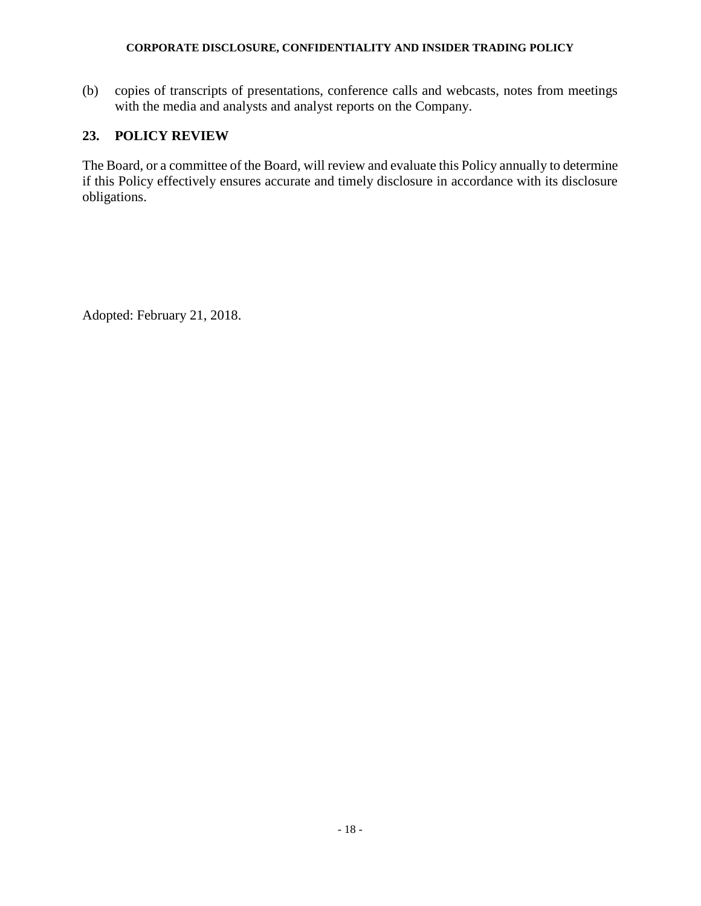(b) copies of transcripts of presentations, conference calls and webcasts, notes from meetings with the media and analysts and analyst reports on the Company.

## 23. POLICY REVIEW

The Board, or a committee of the Board, will review and evaluate this Policy annually to determine if this Policy effectively ensures accurate and timely disclosure in accordance with its disclosure obligations.

Adopted: February 21, 2018.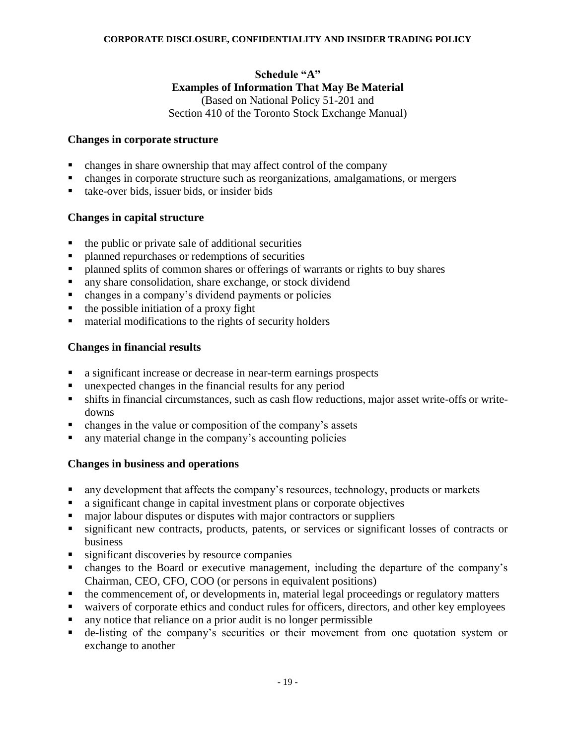## Schedule "A"
## Examples of Information That May Be Material

(Based on National Policy 51-201 and
Section 410 of the Toronto Stock Exchange Manual)

### Changes in corporate structure

- changes in share ownership that may affect control of the company
- changes in corporate structure such as reorganizations, amalgamations, or mergers
- take-over bids, issuer bids, or insider bids

### Changes in capital structure

- the public or private sale of additional securities
- planned repurchases or redemptions of securities
- planned splits of common shares or offerings of warrants or rights to buy shares
- any share consolidation, share exchange, or stock dividend
- changes in a company's dividend payments or policies
- the possible initiation of a proxy fight
- material modifications to the rights of security holders

### Changes in financial results

- a significant increase or decrease in near-term earnings prospects
- unexpected changes in the financial results for any period
- shifts in financial circumstances, such as cash flow reductions, major asset write-offs or write-downs
- changes in the value or composition of the company's assets
- any material change in the company's accounting policies

### Changes in business and operations

- any development that affects the company's resources, technology, products or markets
- a significant change in capital investment plans or corporate objectives
- major labour disputes or disputes with major contractors or suppliers
- significant new contracts, products, patents, or services or significant losses of contracts or business
- significant discoveries by resource companies
- changes to the Board or executive management, including the departure of the company's Chairman, CEO, CFO, COO (or persons in equivalent positions)
- the commencement of, or developments in, material legal proceedings or regulatory matters
- waivers of corporate ethics and conduct rules for officers, directors, and other key employees
- any notice that reliance on a prior audit is no longer permissible
- de-listing of the company's securities or their movement from one quotation system or exchange to another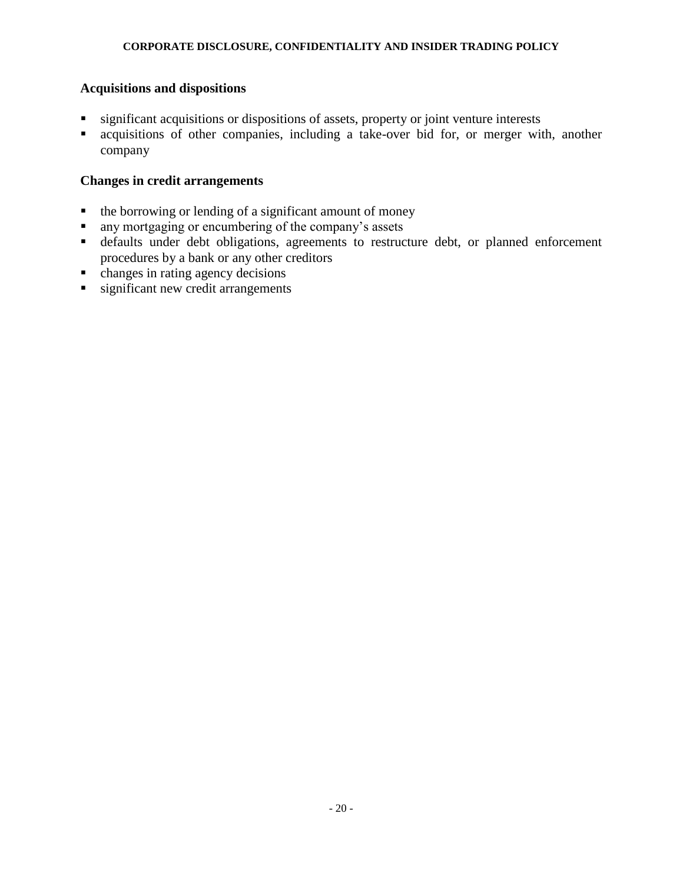### Acquisitions and dispositions

- significant acquisitions or dispositions of assets, property or joint venture interests
- acquisitions of other companies, including a take-over bid for, or merger with, another company

### Changes in credit arrangements

- the borrowing or lending of a significant amount of money
- any mortgaging or encumbering of the company's assets
- defaults under debt obligations, agreements to restructure debt, or planned enforcement procedures by a bank or any other creditors
- changes in rating agency decisions
- significant new credit arrangements